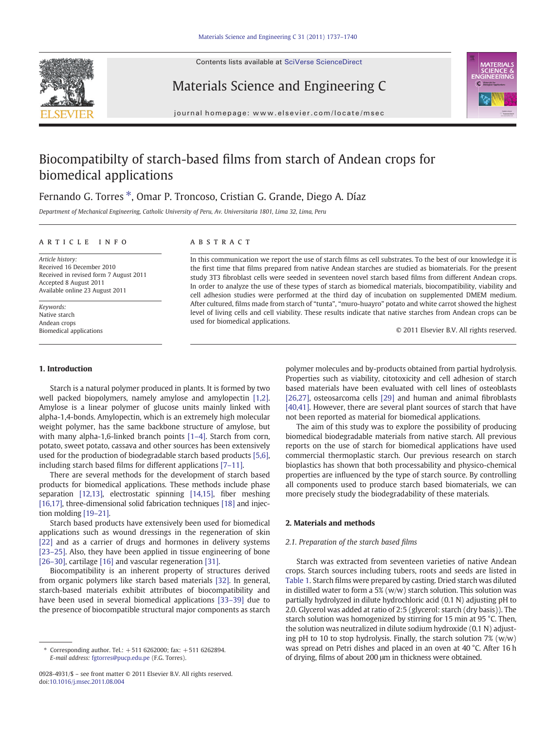Contents lists available at SciVerse ScienceDirect

# Materials Science and Engineering C

journal homepage: www.elsevier.com/locate/msec

# Biocompatibilty of starch-based films from starch of Andean crops for biomedical applications

Fernando G. Torres *, Omar P. Troncoso, Cristian G. Grande, Diego A. Díaz

*Department of Mechanical Engineering, Catholic University of Peru, Av. Universitaria 1801, Lima 32, Lima, Peru*

## ARTICLE INFO

*Article history:*
Received 16 December 2010
Received in revised form 7 August 2011
Accepted 8 August 2011
Available online 23 August 2011

*Keywords:*
Native starch
Andean crops
Biomedical applications

## ABSTRACT

In this communication we report the use of starch films as cell substrates. To the best of our knowledge it is the first time that films prepared from native Andean starches are studied as biomaterials. For the present study 3T3 fibroblast cells were seeded in seventeen novel starch based films from different Andean crops. In order to analyze the use of these types of starch as biomedical materials, biocompatibility, viability and cell adhesion studies were performed at the third day of incubation on supplemented DMEM medium. After cultured, films made from starch of "tunta", "muro-huayro" potato and white carrot showed the highest level of living cells and cell viability. These results indicate that native starches from Andean crops can be used for biomedical applications.

© 2011 Elsevier B.V. All rights reserved.

## 1. Introduction

Starch is a natural polymer produced in plants. It is formed by two well packed biopolymers, namely amylose and amylopectin [1,2]. Amylose is a linear polymer of glucose units mainly linked with alpha-1,4-bonds. Amylopectin, which is an extremely high molecular weight polymer, has the same backbone structure of amylose, but with many alpha-1,6-linked branch points [1–4]. Starch from corn, potato, sweet potato, cassava and other sources has been extensively used for the production of biodegradable starch based products [5,6], including starch based films for different applications [7–11].

There are several methods for the development of starch based products for biomedical applications. These methods include phase separation [12,13], electrostatic spinning [14,15], fiber meshing [16,17], three-dimensional solid fabrication techniques [18] and injection molding [19–21].

Starch based products have extensively been used for biomedical applications such as wound dressings in the regeneration of skin [22] and as a carrier of drugs and hormones in delivery systems [23–25]. Also, they have been applied in tissue engineering of bone [26–30], cartilage [16] and vascular regeneration [31].

Biocompatibility is an inherent property of structures derived from organic polymers like starch based materials [32]. In general, starch-based materials exhibit attributes of biocompatibility and have been used in several biomedical applications [33–39] due to the presence of biocompatible structural major components as starch polymer molecules and by-products obtained from partial hydrolysis. Properties such as viability, citotoxicity and cell adhesion of starch based materials have been evaluated with cell lines of osteoblasts [26,27], osteosarcoma cells [29] and human and animal fibroblasts [40,41]. However, there are several plant sources of starch that have not been reported as material for biomedical applications.

The aim of this study was to explore the possibility of producing biomedical biodegradable materials from native starch. All previous reports on the use of starch for biomedical applications have used commercial thermoplastic starch. Our previous research on starch bioplastics has shown that both processability and physico-chemical properties are influenced by the type of starch source. By controlling all components used to produce starch based biomaterials, we can more precisely study the biodegradability of these materials.

## 2. Materials and methods

### 2.1. Preparation of the starch based films

Starch was extracted from seventeen varieties of native Andean crops. Starch sources including tubers, roots and seeds are listed in Table 1. Starch films were prepared by casting. Dried starch was diluted in distilled water to form a 5% (w/w) starch solution. This solution was partially hydrolyzed in dilute hydrochloric acid (0.1 N) adjusting pH to 2.0. Glycerol was added at ratio of 2:5 (glycerol: starch (dry basis)). The starch solution was homogenized by stirring for 15 min at 95 °C. Then, the solution was neutralized in dilute sodium hydroxide (0.1 N) adjusting pH to 10 to stop hydrolysis. Finally, the starch solution 7% (w/w) was spread on Petri dishes and placed in an oven at 40 °C. After 16 h of drying, films of about 200 μm in thickness were obtained.

* Corresponding author. Tel.: +511 6262000; fax: +511 6262894.
*E-mail address:* fgtorres@pucp.edu.pe (F.G. Torres).

0928-4931/$ – see front matter © 2011 Elsevier B.V. All rights reserved.
doi:10.1016/j.msec.2011.08.004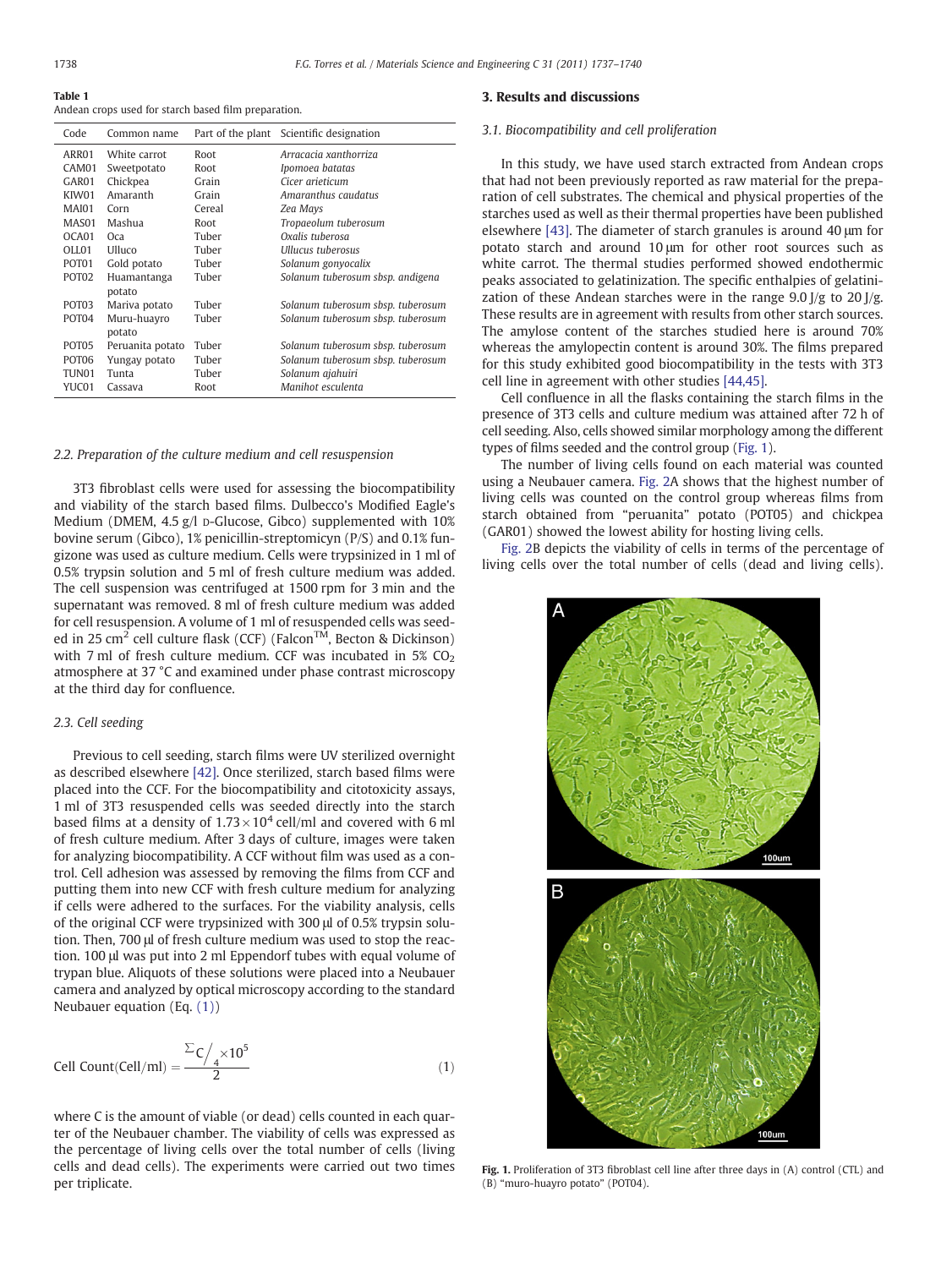**Table 1**
Andean crops used for starch based film preparation.

| Code | Common name | Part of the plant | Scientific designation |
|---|---|---|---|
| ARR01 | White carrot | Root | *Arracacia xanthorriza* |
| CAM01 | Sweetpotato | Root | *Ipomoea batatas* |
| GAR01 | Chickpea | Grain | *Cicer arieticum* |
| KIW01 | Amaranth | Grain | *Amaranthus caudatus* |
| MAI01 | Corn | Cereal | *Zea Mays* |
| MAS01 | Mashua | Root | *Tropaeolum tuberosum* |
| OCA01 | Oca | Tuber | *Oxalis tuberosa* |
| OLL01 | Ulluco | Tuber | *Ullucus tuberosus* |
| POT01 | Gold potato | Tuber | *Solanum gonyocalix* |
| POT02 | Huamantanga potato | Tuber | *Solanum tuberosum sbsp. andigena* |
| POT03 | Mariva potato | Tuber | *Solanum tuberosum sbsp. tuberosum* |
| POT04 | Muru-huayro potato | Tuber | *Solanum tuberosum sbsp. tuberosum* |
| POT05 | Peruanita potato | Tuber | *Solanum tuberosum sbsp. tuberosum* |
| POT06 | Yungay potato | Tuber | *Solanum tuberosum sbsp. tuberosum* |
| TUN01 | Tunta | Tuber | *Solanum ajahuiri* |
| YUC01 | Cassava | Root | *Manihot esculenta* |

### 2.2. Preparation of the culture medium and cell resuspension

3T3 fibroblast cells were used for assessing the biocompatibility and viability of the starch based films. Dulbecco's Modified Eagle's Medium (DMEM, 4.5 g/l D-Glucose, Gibco) supplemented with 10% bovine serum (Gibco), 1% penicillin-streptomicyn (P/S) and 0.1% fungizone was used as culture medium. Cells were trypsinized in 1 ml of 0.5% trypsin solution and 5 ml of fresh culture medium was added. The cell suspension was centrifuged at 1500 rpm for 3 min and the supernatant was removed. 8 ml of fresh culture medium was added for cell resuspension. A volume of 1 ml of resuspended cells was seeded in 25 $cm^2$ cell culture flask (CCF) (Falcon™, Becton & Dickinson) with 7 ml of fresh culture medium. CCF was incubated in 5% $CO_2$ atmosphere at 37 °C and examined under phase contrast microscopy at the third day for confluence.

### 2.3. Cell seeding

Previous to cell seeding, starch films were UV sterilized overnight as described elsewhere [42]. Once sterilized, starch based films were placed into the CCF. For the biocompatibility and citotoxicity assays, 1 ml of 3T3 resuspended cells was seeded directly into the starch based films at a density of $1.73 \times 10^4$ cell/ml and covered with 6 ml of fresh culture medium. After 3 days of culture, images were taken for analyzing biocompatibility. A CCF without film was used as a control. Cell adhesion was assessed by removing the films from CCF and putting them into new CCF with fresh culture medium for analyzing if cells were adhered to the surfaces. For the viability analysis, cells of the original CCF were trypsinized with 300 µl of 0.5% trypsin solution. Then, 700 µl of fresh culture medium was used to stop the reaction. 100 µl was put into 2 ml Eppendorf tubes with equal volume of trypan blue. Aliquots of these solutions were placed into a Neubauer camera and analyzed by optical microscopy according to the standard Neubauer equation (Eq. (1))

$$\text{Cell Count(Cell/ml)} = \frac{{}^{\Sigma}C\big/_{4} \times 10^5}{2} \tag{1}$$

where C is the amount of viable (or dead) cells counted in each quarter of the Neubauer chamber. The viability of cells was expressed as the percentage of living cells over the total number of cells (living cells and dead cells). The experiments were carried out two times per triplicate.

## 3. Results and discussions

### 3.1. Biocompatibility and cell proliferation

In this study, we have used starch extracted from Andean crops that had not been previously reported as raw material for the preparation of cell substrates. The chemical and physical properties of the starches used as well as their thermal properties have been published elsewhere [43]. The diameter of starch granules is around 40 µm for potato starch and around 10 µm for other root sources such as white carrot. The thermal studies performed showed endothermic peaks associated to gelatinization. The specific enthalpies of gelatinization of these Andean starches were in the range 9.0 J/g to 20 J/g. These results are in agreement with results from other starch sources. The amylose content of the starches studied here is around 70% whereas the amylopectin content is around 30%. The films prepared for this study exhibited good biocompatibility in the tests with 3T3 cell line in agreement with other studies [44,45].

Cell confluence in all the flasks containing the starch films in the presence of 3T3 cells and culture medium was attained after 72 h of cell seeding. Also, cells showed similar morphology among the different types of films seeded and the control group (Fig. 1).

The number of living cells found on each material was counted using a Neubauer camera. Fig. 2A shows that the highest number of living cells was counted on the control group whereas films from starch obtained from "peruanita" potato (POT05) and chickpea (GAR01) showed the lowest ability for hosting living cells.

Fig. 2B depicts the viability of cells in terms of the percentage of living cells over the total number of cells (dead and living cells).

**Fig. 1.** Proliferation of 3T3 fibroblast cell line after three days in (A) control (CTL) and (B) "muro-huayro potato" (POT04).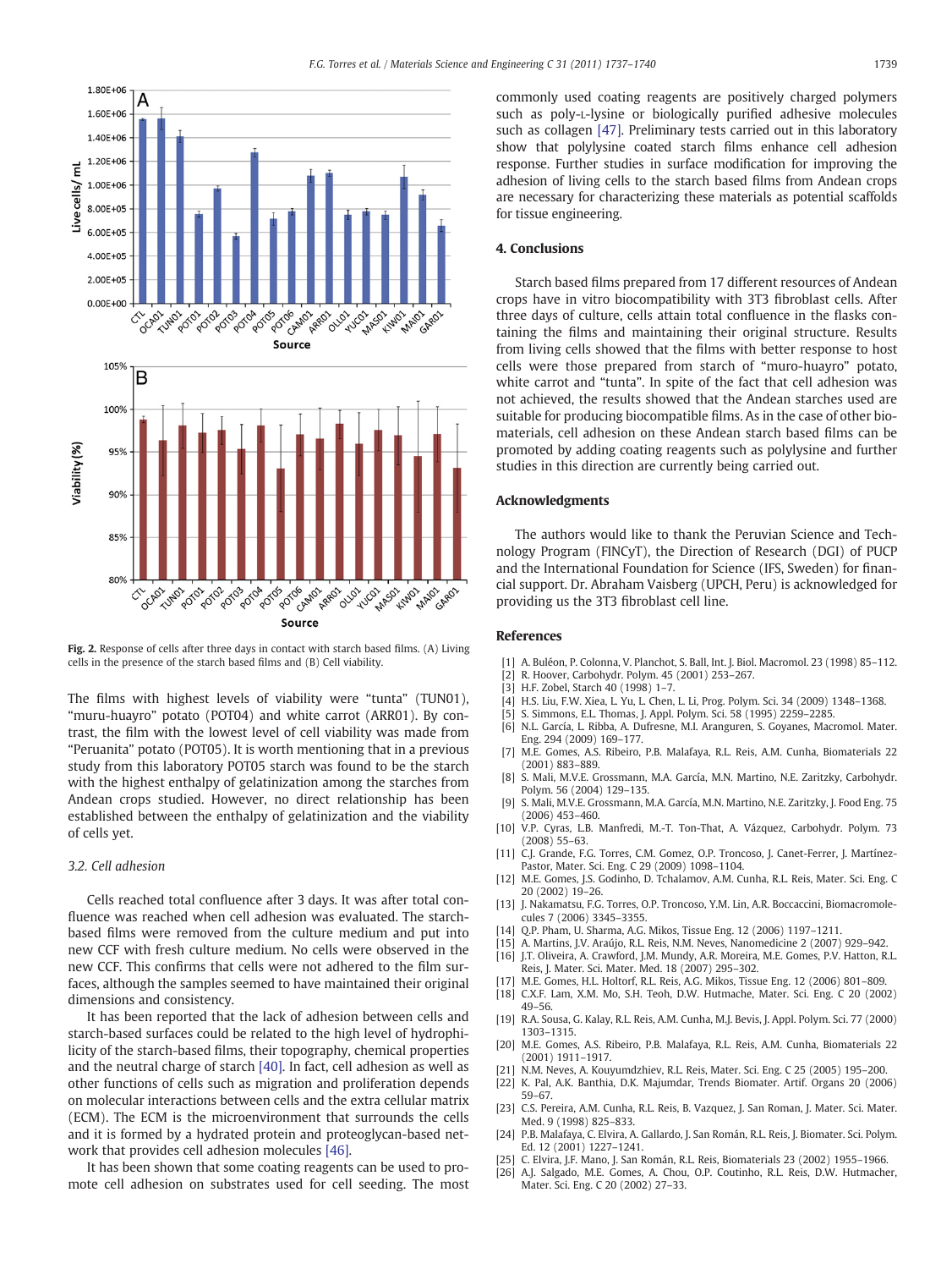Fig. 2. Response of cells after three days in contact with starch based films. (A) Living cells in the presence of the starch based films and (B) Cell viability.

The films with highest levels of viability were "tunta" (TUN01), "muru-huayro" potato (POT04) and white carrot (ARR01). By contrast, the film with the lowest level of cell viability was made from "Peruanita" potato (POT05). It is worth mentioning that in a previous study from this laboratory POT05 starch was found to be the starch with the highest enthalpy of gelatinization among the starches from Andean crops studied. However, no direct relationship has been established between the enthalpy of gelatinization and the viability of cells yet.

### 3.2. Cell adhesion

Cells reached total confluence after 3 days. It was after total confluence was reached when cell adhesion was evaluated. The starch-based films were removed from the culture medium and put into new CCF with fresh culture medium. No cells were observed in the new CCF. This confirms that cells were not adhered to the film surfaces, although the samples seemed to have maintained their original dimensions and consistency.

It has been reported that the lack of adhesion between cells and starch-based surfaces could be related to the high level of hydrophilicity of the starch-based films, their topography, chemical properties and the neutral charge of starch [40]. In fact, cell adhesion as well as other functions of cells such as migration and proliferation depends on molecular interactions between cells and the extra cellular matrix (ECM). The ECM is the microenvironment that surrounds the cells and it is formed by a hydrated protein and proteoglycan-based network that provides cell adhesion molecules [46].

It has been shown that some coating reagents can be used to promote cell adhesion on substrates used for cell seeding. The most commonly used coating reagents are positively charged polymers such as poly-L-lysine or biologically purified adhesive molecules such as collagen [47]. Preliminary tests carried out in this laboratory show that polylysine coated starch films enhance cell adhesion response. Further studies in surface modification for improving the adhesion of living cells to the starch based films from Andean crops are necessary for characterizing these materials as potential scaffolds for tissue engineering.

## 4. Conclusions

Starch based films prepared from 17 different resources of Andean crops have in vitro biocompatibility with 3T3 fibroblast cells. After three days of culture, cells attain total confluence in the flasks containing the films and maintaining their original structure. Results from living cells showed that the films with better response to host cells were those prepared from starch of "muro-huayro" potato, white carrot and "tunta". In spite of the fact that cell adhesion was not achieved, the results showed that the Andean starches used are suitable for producing biocompatible films. As in the case of other biomaterials, cell adhesion on these Andean starch based films can be promoted by adding coating reagents such as polylysine and further studies in this direction are currently being carried out.

## Acknowledgments

The authors would like to thank the Peruvian Science and Technology Program (FINCyT), the Direction of Research (DGI) of PUCP and the International Foundation for Science (IFS, Sweden) for financial support. Dr. Abraham Vaisberg (UPCH, Peru) is acknowledged for providing us the 3T3 fibroblast cell line.

## References

[1] A. Buléon, P. Colonna, V. Planchot, S. Ball, Int. J. Biol. Macromol. 23 (1998) 85–112.
[2] R. Hoover, Carbohydr. Polym. 45 (2001) 253–267.
[3] H.F. Zobel, Starch 40 (1998) 1–7.
[4] H.S. Liu, F.W. Xiea, L. Yu, L. Chen, L. Li, Prog. Polym. Sci. 34 (2009) 1348–1368.
[5] S. Simmons, E.L. Thomas, J. Appl. Polym. Sci. 58 (1995) 2259–2285.
[6] N.L. García, L. Ribba, A. Dufresne, M.I. Aranguren, S. Goyanes, Macromol. Mater. Eng. 294 (2009) 169–177.
[7] M.E. Gomes, A.S. Ribeiro, P.B. Malafaya, R.L. Reis, A.M. Cunha, Biomaterials 22 (2001) 883–889.
[8] S. Mali, M.V.E. Grossmann, M.A. García, M.N. Martino, N.E. Zaritzky, Carbohydr. Polym. 56 (2004) 129–135.
[9] S. Mali, M.V.E. Grossmann, M.A. García, M.N. Martino, N.E. Zaritzky, J. Food Eng. 75 (2006) 453–460.
[10] V.P. Cyras, L.B. Manfredi, M.-T. Ton-That, A. Vázquez, Carbohydr. Polym. 73 (2008) 55–63.
[11] C.J. Grande, F.G. Torres, C.M. Gomez, O.P. Troncoso, J. Canet-Ferrer, J. Martínez-Pastor, Mater. Sci. Eng. C 29 (2009) 1098–1104.
[12] M.E. Gomes, J.S. Godinho, D. Tchalamov, A.M. Cunha, R.L. Reis, Mater. Sci. Eng. C 20 (2002) 19–26.
[13] J. Nakamatsu, F.G. Torres, O.P. Troncoso, Y.M. Lin, A.R. Boccaccini, Biomacromolecules 7 (2006) 3345–3355.
[14] Q.P. Pham, U. Sharma, A.G. Mikos, Tissue Eng. 12 (2006) 1197–1211.
[15] A. Martins, J.V. Araújo, R.L. Reis, N.M. Neves, Nanomedicine 2 (2007) 929–942.
[16] J.T. Oliveira, A. Crawford, J.M. Mundy, A.R. Moreira, M.E. Gomes, P.V. Hatton, R.L. Reis, J. Mater. Sci. Mater. Med. 18 (2007) 295–302.
[17] M.E. Gomes, H.L. Holtorf, R.L. Reis, A.G. Mikos, Tissue Eng. 12 (2006) 801–809.
[18] C.X.F. Lam, X.M. Mo, S.H. Teoh, D.W. Hutmache, Mater. Sci. Eng. C 20 (2002) 49–56.
[19] R.A. Sousa, G. Kalay, R.L. Reis, A.M. Cunha, M.J. Bevis, J. Appl. Polym. Sci. 77 (2000) 1303–1315.
[20] M.E. Gomes, A.S. Ribeiro, P.B. Malafaya, R.L. Reis, A.M. Cunha, Biomaterials 22 (2001) 1911–1917.
[21] N.M. Neves, A. Kouyumdzhiev, R.L. Reis, Mater. Sci. Eng. C 25 (2005) 195–200.
[22] K. Pal, A.K. Banthia, D.K. Majumdar, Trends Biomater. Artif. Organs 20 (2006) 59–67.
[23] C.S. Pereira, A.M. Cunha, R.L. Reis, B. Vazquez, J. San Roman, J. Mater. Sci. Mater. Med. 9 (1998) 825–833.
[24] P.B. Malafaya, C. Elvira, A. Gallardo, J. San Román, R.L. Reis, J. Biomater. Sci. Polym. Ed. 12 (2001) 1227–1241.
[25] C. Elvira, J.F. Mano, J. San Román, R.L. Reis, Biomaterials 23 (2002) 1955–1966.
[26] A.J. Salgado, M.E. Gomes, A. Chou, O.P. Coutinho, R.L. Reis, D.W. Hutmacher, Mater. Sci. Eng. C 20 (2002) 27–33.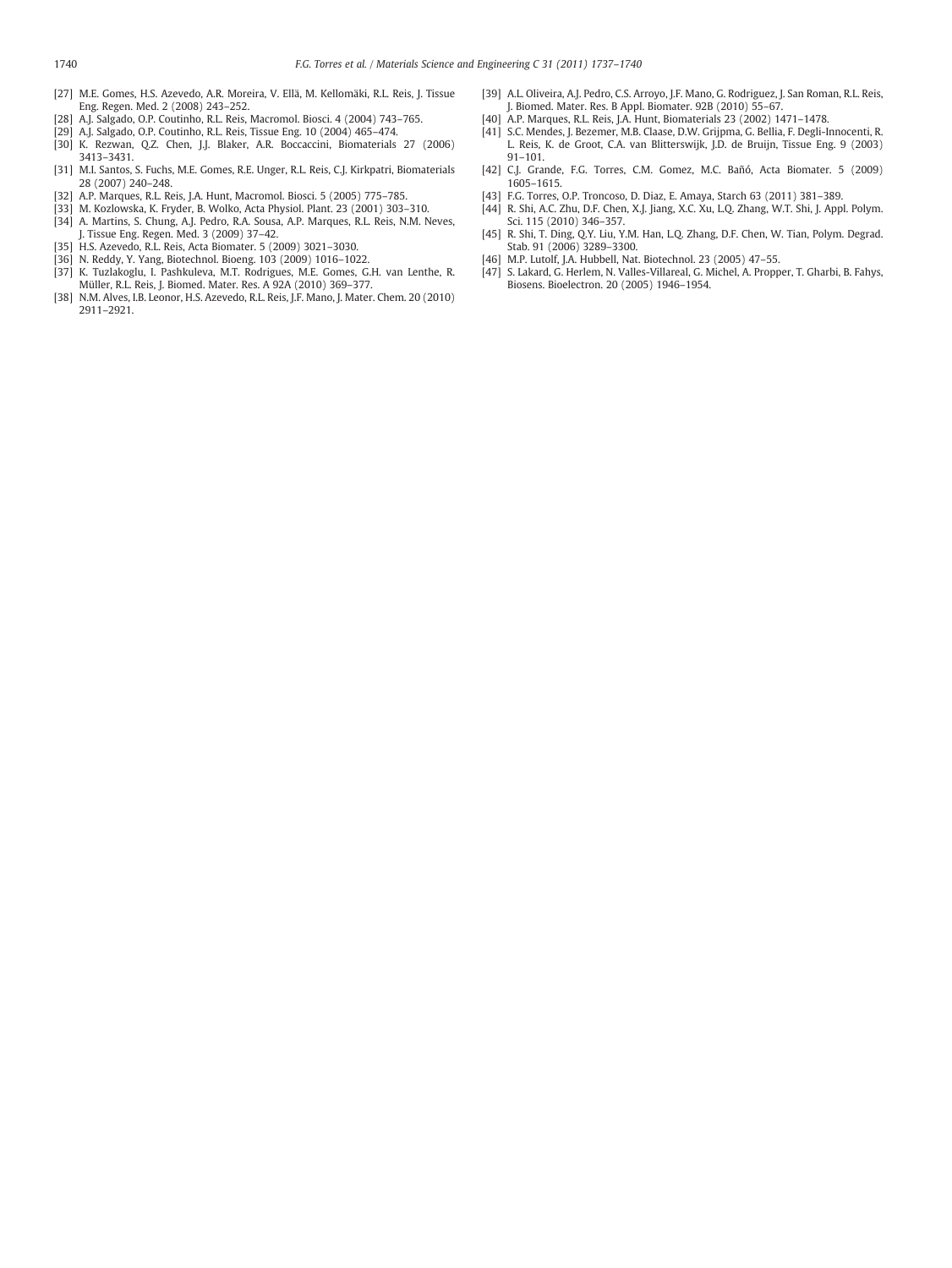[27] M.E. Gomes, H.S. Azevedo, A.R. Moreira, V. Ellä, M. Kellomäki, R.L. Reis, J. Tissue Eng. Regen. Med. 2 (2008) 243–252.
[28] A.J. Salgado, O.P. Coutinho, R.L. Reis, Macromol. Biosci. 4 (2004) 743–765.
[29] A.J. Salgado, O.P. Coutinho, R.L. Reis, Tissue Eng. 10 (2004) 465–474.
[30] K. Rezwan, Q.Z. Chen, J.J. Blaker, A.R. Boccaccini, Biomaterials 27 (2006) 3413–3431.
[31] M.I. Santos, S. Fuchs, M.E. Gomes, R.E. Unger, R.L. Reis, C.J. Kirkpatri, Biomaterials 28 (2007) 240–248.
[32] A.P. Marques, R.L. Reis, J.A. Hunt, Macromol. Biosci. 5 (2005) 775–785.
[33] M. Kozlowska, K. Fryder, B. Wolko, Acta Physiol. Plant. 23 (2001) 303–310.
[34] A. Martins, S. Chung, A.J. Pedro, R.A. Sousa, A.P. Marques, R.L. Reis, N.M. Neves, J. Tissue Eng. Regen. Med. 3 (2009) 37–42.
[35] H.S. Azevedo, R.L. Reis, Acta Biomater. 5 (2009) 3021–3030.
[36] N. Reddy, Y. Yang, Biotechnol. Bioeng. 103 (2009) 1016–1022.
[37] K. Tuzlakoglu, I. Pashkuleva, M.T. Rodrigues, M.E. Gomes, G.H. van Lenthe, R. Müller, R.L. Reis, J. Biomed. Mater. Res. A 92A (2010) 369–377.
[38] N.M. Alves, I.B. Leonor, H.S. Azevedo, R.L. Reis, J.F. Mano, J. Mater. Chem. 20 (2010) 2911–2921.
[39] A.L. Oliveira, A.J. Pedro, C.S. Arroyo, J.F. Mano, G. Rodriguez, J. San Roman, R.L. Reis, J. Biomed. Mater. Res. B Appl. Biomater. 92B (2010) 55–67.
[40] A.P. Marques, R.L. Reis, J.A. Hunt, Biomaterials 23 (2002) 1471–1478.
[41] S.C. Mendes, J. Bezemer, M.B. Claase, D.W. Grijpma, G. Bellia, F. Degli-Innocenti, R. L. Reis, K. de Groot, C.A. van Blitterswijk, J.D. de Bruijn, Tissue Eng. 9 (2003) 91–101.
[42] C.J. Grande, F.G. Torres, C.M. Gomez, M.C. Bañó, Acta Biomater. 5 (2009) 1605–1615.
[43] F.G. Torres, O.P. Troncoso, D. Diaz, E. Amaya, Starch 63 (2011) 381–389.
[44] R. Shi, A.C. Zhu, D.F. Chen, X.J. Jiang, X.C. Xu, L.Q. Zhang, W.T. Shi, J. Appl. Polym. Sci. 115 (2010) 346–357.
[45] R. Shi, T. Ding, Q.Y. Liu, Y.M. Han, L.Q. Zhang, D.F. Chen, W. Tian, Polym. Degrad. Stab. 91 (2006) 3289–3300.
[46] M.P. Lutolf, J.A. Hubbell, Nat. Biotechnol. 23 (2005) 47–55.
[47] S. Lakard, G. Herlem, N. Valles-Villareal, G. Michel, A. Propper, T. Gharbi, B. Fahys, Biosens. Bioelectron. 20 (2005) 1946–1954.